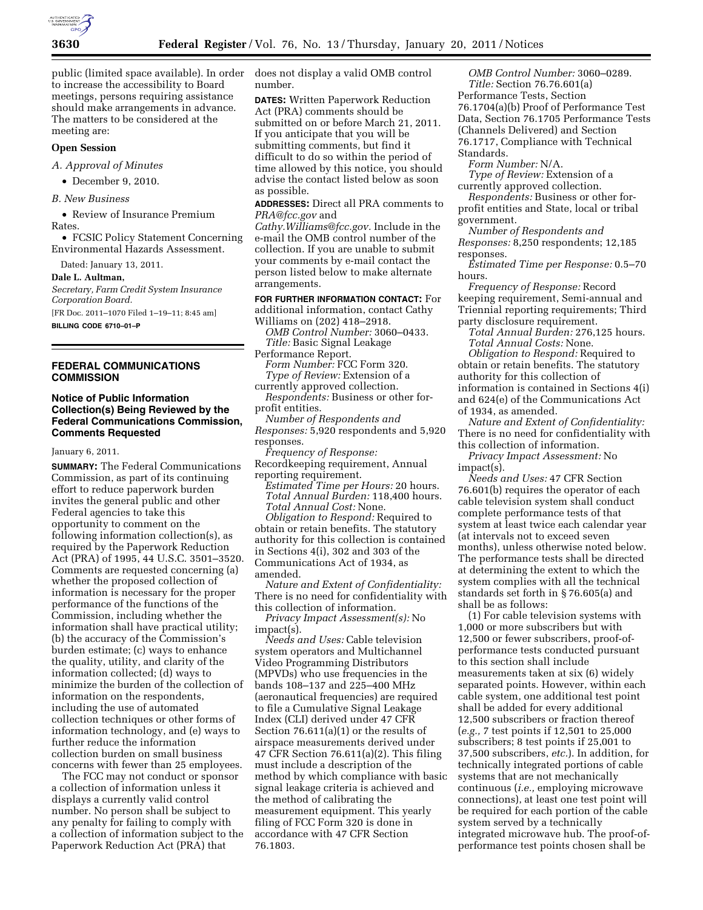public (limited space available). In order to increase the accessibility to Board meetings, persons requiring assistance should make arrangements in advance. The matters to be considered at the meeting are:

**Open Session**

*A. Approval of Minutes*

- December 9, 2010.

*B. New Business*

- Review of Insurance Premium Rates.
- FCSIC Policy Statement Concerning Environmental Hazards Assessment.

Dated: January 13, 2011.

**Dale L. Aultman,**

*Secretary, Farm Credit System Insurance Corporation Board.*

[FR Doc. 2011–1070 Filed 1–19–11; 8:45 am]

**BILLING CODE 6710–01–P**

## FEDERAL COMMUNICATIONS COMMISSION

### Notice of Public Information Collection(s) Being Reviewed by the Federal Communications Commission, Comments Requested

January 6, 2011.

**SUMMARY:** The Federal Communications Commission, as part of its continuing effort to reduce paperwork burden invites the general public and other Federal agencies to take this opportunity to comment on the following information collection(s), as required by the Paperwork Reduction Act (PRA) of 1995, 44 U.S.C. 3501–3520. Comments are requested concerning (a) whether the proposed collection of information is necessary for the proper performance of the functions of the Commission, including whether the information shall have practical utility; (b) the accuracy of the Commission's burden estimate; (c) ways to enhance the quality, utility, and clarity of the information collected; (d) ways to minimize the burden of the collection of information on the respondents, including the use of automated collection techniques or other forms of information technology, and (e) ways to further reduce the information collection burden on small business concerns with fewer than 25 employees.

The FCC may not conduct or sponsor a collection of information unless it displays a currently valid control number. No person shall be subject to any penalty for failing to comply with a collection of information subject to the Paperwork Reduction Act (PRA) that does not display a valid OMB control number.

**DATES:** Written Paperwork Reduction Act (PRA) comments should be submitted on or before March 21, 2011. If you anticipate that you will be submitting comments, but find it difficult to do so within the period of time allowed by this notice, you should advise the contact listed below as soon as possible.

**ADDRESSES:** Direct all PRA comments to *PRA@fcc.gov* and *Cathy.Williams@fcc.gov*. Include in the e-mail the OMB control number of the collection. If you are unable to submit your comments by e-mail contact the person listed below to make alternate arrangements.

**FOR FURTHER INFORMATION CONTACT:** For additional information, contact Cathy Williams on (202) 418–2918.

*OMB Control Number:* 3060–0433.

*Title:* Basic Signal Leakage Performance Report.

*Form Number:* FCC Form 320.

*Type of Review:* Extension of a currently approved collection.

*Respondents:* Business or other for-profit entities.

*Number of Respondents and Responses:* 5,920 respondents and 5,920 responses.

*Frequency of Response:* Recordkeeping requirement, Annual reporting requirement.

*Estimated Time per Hours:* 20 hours.

*Total Annual Burden:* 118,400 hours.

*Total Annual Cost:* None.

*Obligation to Respond:* Required to obtain or retain benefits. The statutory authority for this collection is contained in Sections 4(i), 302 and 303 of the Communications Act of 1934, as amended.

*Nature and Extent of Confidentiality:* There is no need for confidentiality with this collection of information.

*Privacy Impact Assessment(s):* No impact(s).

*Needs and Uses:* Cable television system operators and Multichannel Video Programming Distributors (MPVDs) who use frequencies in the bands 108–137 and 225–400 MHz (aeronautical frequencies) are required to file a Cumulative Signal Leakage Index (CLI) derived under 47 CFR Section 76.611(a)(1) or the results of airspace measurements derived under 47 CFR Section 76.611(a)(2). This filing must include a description of the method by which compliance with basic signal leakage criteria is achieved and the method of calibrating the measurement equipment. This yearly filing of FCC Form 320 is done in accordance with 47 CFR Section 76.1803.

*OMB Control Number:* 3060–0289.

*Title:* Section 76.76.601(a) Performance Tests, Section 76.1704(a)(b) Proof of Performance Test Data, Section 76.1705 Performance Tests (Channels Delivered) and Section 76.1717, Compliance with Technical Standards.

*Form Number:* N/A.

*Type of Review:* Extension of a currently approved collection.

*Respondents:* Business or other for-profit entities and State, local or tribal government.

*Number of Respondents and Responses:* 8,250 respondents; 12,185 responses.

*Estimated Time per Response:* 0.5–70 hours.

*Frequency of Response:* Record keeping requirement, Semi-annual and Triennial reporting requirements; Third party disclosure requirement.

*Total Annual Burden:* 276,125 hours.

*Total Annual Costs:* None.

*Obligation to Respond:* Required to obtain or retain benefits. The statutory authority for this collection of information is contained in Sections 4(i) and 624(e) of the Communications Act of 1934, as amended.

*Nature and Extent of Confidentiality:* There is no need for confidentiality with this collection of information.

*Privacy Impact Assessment:* No impact(s).

*Needs and Uses:* 47 CFR Section 76.601(b) requires the operator of each cable television system shall conduct complete performance tests of that system at least twice each calendar year (at intervals not to exceed seven months), unless otherwise noted below. The performance tests shall be directed at determining the extent to which the system complies with all the technical standards set forth in § 76.605(a) and shall be as follows:

(1) For cable television systems with 1,000 or more subscribers but with 12,500 or fewer subscribers, proof-of-performance tests conducted pursuant to this section shall include measurements taken at six (6) widely separated points. However, within each cable system, one additional test point shall be added for every additional 12,500 subscribers or fraction thereof (*e.g.,* 7 test points if 12,501 to 25,000 subscribers; 8 test points if 25,001 to 37,500 subscribers, *etc.*). In addition, for technically integrated portions of cable systems that are not mechanically continuous (*i.e.,* employing microwave connections), at least one test point will be required for each portion of the cable system served by a technically integrated microwave hub. The proof-of-performance test points chosen shall be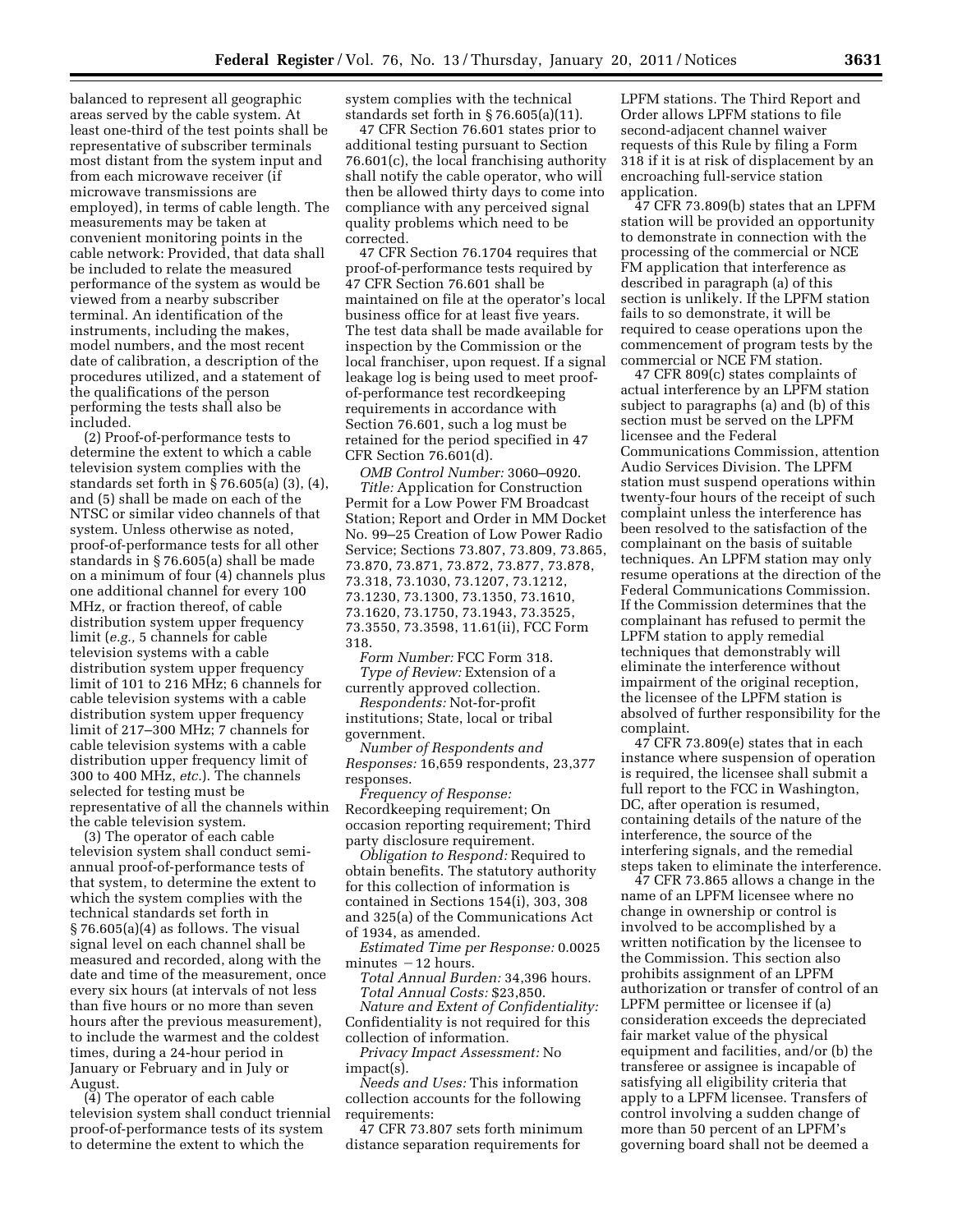balanced to represent all geographic areas served by the cable system. At least one-third of the test points shall be representative of subscriber terminals most distant from the system input and from each microwave receiver (if microwave transmissions are employed), in terms of cable length. The measurements may be taken at convenient monitoring points in the cable network: Provided, that data shall be included to relate the measured performance of the system as would be viewed from a nearby subscriber terminal. An identification of the instruments, including the makes, model numbers, and the most recent date of calibration, a description of the procedures utilized, and a statement of the qualifications of the person performing the tests shall also be included.

(2) Proof-of-performance tests to determine the extent to which a cable television system complies with the standards set forth in § 76.605(a) (3), (4), and (5) shall be made on each of the NTSC or similar video channels of that system. Unless otherwise as noted, proof-of-performance tests for all other standards in § 76.605(a) shall be made on a minimum of four (4) channels plus one additional channel for every 100 MHz, or fraction thereof, of cable distribution system upper frequency limit (*e.g.,* 5 channels for cable television systems with a cable distribution system upper frequency limit of 101 to 216 MHz; 6 channels for cable television systems with a cable distribution system upper frequency limit of 217–300 MHz; 7 channels for cable television systems with a cable distribution upper frequency limit of 300 to 400 MHz, *etc.*). The channels selected for testing must be representative of all the channels within the cable television system.

(3) The operator of each cable television system shall conduct semi-annual proof-of-performance tests of that system, to determine the extent to which the system complies with the technical standards set forth in § 76.605(a)(4) as follows. The visual signal level on each channel shall be measured and recorded, along with the date and time of the measurement, once every six hours (at intervals of not less than five hours or no more than seven hours after the previous measurement), to include the warmest and the coldest times, during a 24-hour period in January or February and in July or August.

(4) The operator of each cable television system shall conduct triennial proof-of-performance tests of its system to determine the extent to which the system complies with the technical standards set forth in § 76.605(a)(11).

47 CFR Section 76.601 states prior to additional testing pursuant to Section 76.601(c), the local franchising authority shall notify the cable operator, who will then be allowed thirty days to come into compliance with any perceived signal quality problems which need to be corrected.

47 CFR Section 76.1704 requires that proof-of-performance tests required by 47 CFR Section 76.601 shall be maintained on file at the operator's local business office for at least five years. The test data shall be made available for inspection by the Commission or the local franchiser, upon request. If a signal leakage log is being used to meet proof-of-performance test recordkeeping requirements in accordance with Section 76.601, such a log must be retained for the period specified in 47 CFR Section 76.601(d).

*OMB Control Number:* 3060–0920.

*Title:* Application for Construction Permit for a Low Power FM Broadcast Station; Report and Order in MM Docket No. 99–25 Creation of Low Power Radio Service; Sections 73.807, 73.809, 73.865, 73.870, 73.871, 73.872, 73.877, 73.878, 73.318, 73.1030, 73.1207, 73.1212, 73.1230, 73.1300, 73.1350, 73.1610, 73.1620, 73.1750, 73.1943, 73.3525, 73.3550, 73.3598, 11.61(ii), FCC Form 318.

*Form Number:* FCC Form 318.

*Type of Review:* Extension of a currently approved collection.

*Respondents:* Not-for-profit institutions; State, local or tribal government.

*Number of Respondents and Responses:* 16,659 respondents, 23,377 responses.

*Frequency of Response:* Recordkeeping requirement; On occasion reporting requirement; Third party disclosure requirement.

*Obligation to Respond:* Required to obtain benefits. The statutory authority for this collection of information is contained in Sections 154(i), 303, 308 and 325(a) of the Communications Act of 1934, as amended.

*Estimated Time per Response:* 0.0025 minutes − 12 hours.

*Total Annual Burden:* 34,396 hours.

*Total Annual Costs:* $23,850.

*Nature and Extent of Confidentiality:* Confidentiality is not required for this collection of information.

*Privacy Impact Assessment:* No impact(s).

*Needs and Uses:* This information collection accounts for the following requirements:

47 CFR 73.807 sets forth minimum distance separation requirements for LPFM stations. The Third Report and Order allows LPFM stations to file second-adjacent channel waiver requests of this Rule by filing a Form 318 if it is at risk of displacement by an encroaching full-service station application.

47 CFR 73.809(b) states that an LPFM station will be provided an opportunity to demonstrate in connection with the processing of the commercial or NCE FM application that interference as described in paragraph (a) of this section is unlikely. If the LPFM station fails to so demonstrate, it will be required to cease operations upon the commencement of program tests by the commercial or NCE FM station.

47 CFR 809(c) states complaints of actual interference by an LPFM station subject to paragraphs (a) and (b) of this section must be served on the LPFM licensee and the Federal Communications Commission, attention Audio Services Division. The LPFM station must suspend operations within twenty-four hours of the receipt of such complaint unless the interference has been resolved to the satisfaction of the complainant on the basis of suitable techniques. An LPFM station may only resume operations at the direction of the Federal Communications Commission. If the Commission determines that the complainant has refused to permit the LPFM station to apply remedial techniques that demonstrably will eliminate the interference without impairment of the original reception, the licensee of the LPFM station is absolved of further responsibility for the complaint.

47 CFR 73.809(e) states that in each instance where suspension of operation is required, the licensee shall submit a full report to the FCC in Washington, DC, after operation is resumed, containing details of the nature of the interference, the source of the interfering signals, and the remedial steps taken to eliminate the interference.

47 CFR 73.865 allows a change in the name of an LPFM licensee where no change in ownership or control is involved to be accomplished by a written notification by the licensee to the Commission. This section also prohibits assignment of an LPFM authorization or transfer of control of an LPFM permittee or licensee if (a) consideration exceeds the depreciated fair market value of the physical equipment and facilities, and/or (b) the transferee or assignee is incapable of satisfying all eligibility criteria that apply to a LPFM licensee. Transfers of control involving a sudden change of more than 50 percent of an LPFM's governing board shall not be deemed a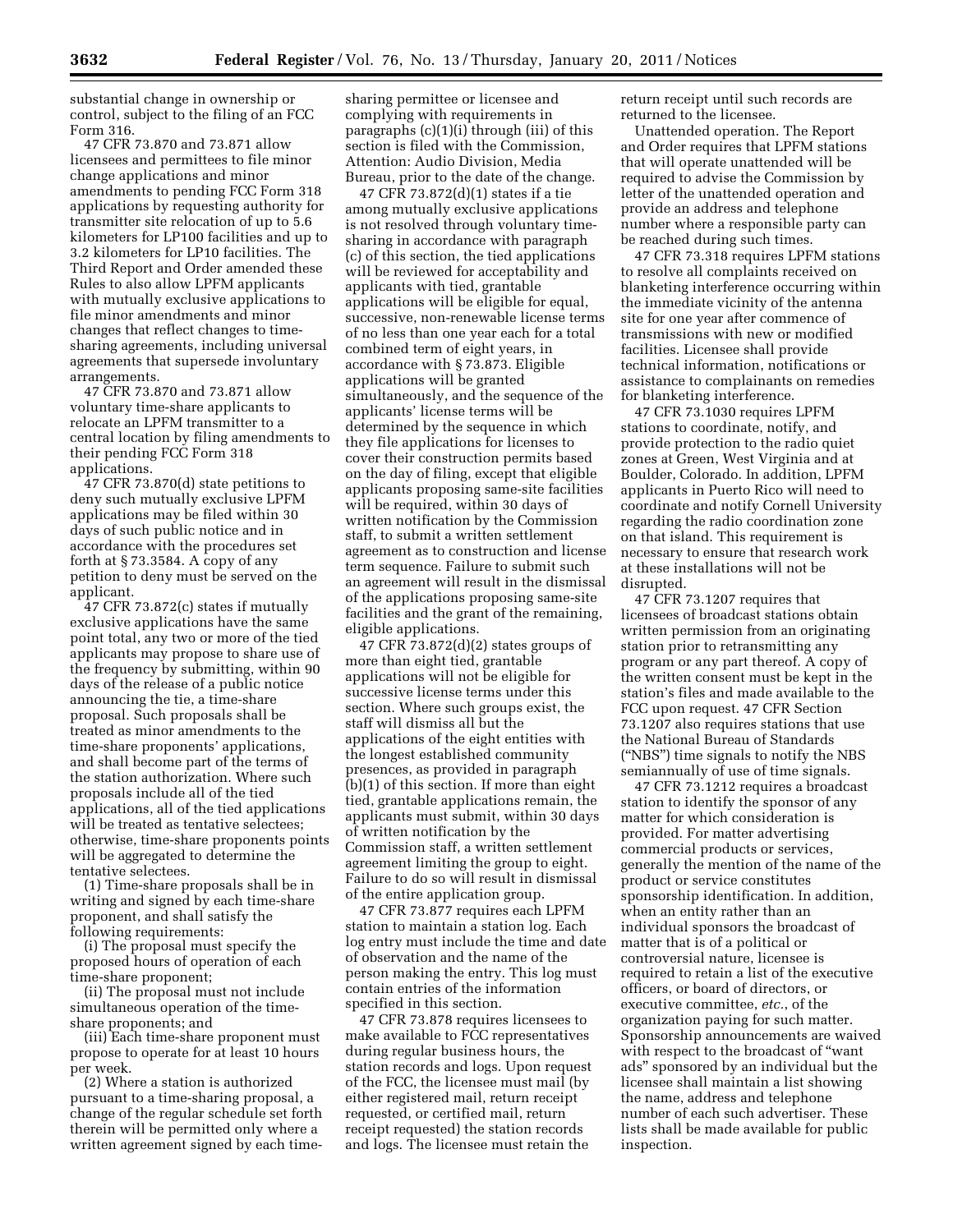substantial change in ownership or control, subject to the filing of an FCC Form 316.

47 CFR 73.870 and 73.871 allow licensees and permittees to file minor change applications and minor amendments to pending FCC Form 318 applications by requesting authority for transmitter site relocation of up to 5.6 kilometers for LP100 facilities and up to 3.2 kilometers for LP10 facilities. The Third Report and Order amended these Rules to also allow LPFM applicants with mutually exclusive applications to file minor amendments and minor changes that reflect changes to time-sharing agreements, including universal agreements that supersede involuntary arrangements.

47 CFR 73.870 and 73.871 allow voluntary time-share applicants to relocate an LPFM transmitter to a central location by filing amendments to their pending FCC Form 318 applications.

47 CFR 73.870(d) state petitions to deny such mutually exclusive LPFM applications may be filed within 30 days of such public notice and in accordance with the procedures set forth at § 73.3584. A copy of any petition to deny must be served on the applicant.

47 CFR 73.872(c) states if mutually exclusive applications have the same point total, any two or more of the tied applicants may propose to share use of the frequency by submitting, within 90 days of the release of a public notice announcing the tie, a time-share proposal. Such proposals shall be treated as minor amendments to the time-share proponents' applications, and shall become part of the terms of the station authorization. Where such proposals include all of the tied applications, all of the tied applications will be treated as tentative selectees; otherwise, time-share proponents points will be aggregated to determine the tentative selectees.

(1) Time-share proposals shall be in writing and signed by each time-share proponent, and shall satisfy the following requirements:

(i) The proposal must specify the proposed hours of operation of each time-share proponent;

(ii) The proposal must not include simultaneous operation of the time-share proponents; and

(iii) Each time-share proponent must propose to operate for at least 10 hours per week.

(2) Where a station is authorized pursuant to a time-sharing proposal, a change of the regular schedule set forth therein will be permitted only where a written agreement signed by each time-sharing permittee or licensee and complying with requirements in paragraphs (c)(1)(i) through (iii) of this section is filed with the Commission, Attention: Audio Division, Media Bureau, prior to the date of the change.

47 CFR 73.872(d)(1) states if a tie among mutually exclusive applications is not resolved through voluntary time-sharing in accordance with paragraph (c) of this section, the tied applications will be reviewed for acceptability and applicants with tied, grantable applications will be eligible for equal, successive, non-renewable license terms of no less than one year each for a total combined term of eight years, in accordance with § 73.873. Eligible applications will be granted simultaneously, and the sequence of the applicants' license terms will be determined by the sequence in which they file applications for licenses to cover their construction permits based on the day of filing, except that eligible applicants proposing same-site facilities will be required, within 30 days of written notification by the Commission staff, to submit a written settlement agreement as to construction and license term sequence. Failure to submit such an agreement will result in the dismissal of the applications proposing same-site facilities and the grant of the remaining, eligible applications.

47 CFR 73.872(d)(2) states groups of more than eight tied, grantable applications will not be eligible for successive license terms under this section. Where such groups exist, the staff will dismiss all but the applications of the eight entities with the longest established community presences, as provided in paragraph (b)(1) of this section. If more than eight tied, grantable applications remain, the applicants must submit, within 30 days of written notification by the Commission staff, a written settlement agreement limiting the group to eight. Failure to do so will result in dismissal of the entire application group.

47 CFR 73.877 requires each LPFM station to maintain a station log. Each log entry must include the time and date of observation and the name of the person making the entry. This log must contain entries of the information specified in this section.

47 CFR 73.878 requires licensees to make available to FCC representatives during regular business hours, the station records and logs. Upon request of the FCC, the licensee must mail (by either registered mail, return receipt requested, or certified mail, return receipt requested) the station records and logs. The licensee must retain the return receipt until such records are returned to the licensee.

Unattended operation. The Report and Order requires that LPFM stations that will operate unattended will be required to advise the Commission by letter of the unattended operation and provide an address and telephone number where a responsible party can be reached during such times.

47 CFR 73.318 requires LPFM stations to resolve all complaints received on blanketing interference occurring within the immediate vicinity of the antenna site for one year after commence of transmissions with new or modified facilities. Licensee shall provide technical information, notifications or assistance to complainants on remedies for blanketing interference.

47 CFR 73.1030 requires LPFM stations to coordinate, notify, and provide protection to the radio quiet zones at Green, West Virginia and at Boulder, Colorado. In addition, LPFM applicants in Puerto Rico will need to coordinate and notify Cornell University regarding the radio coordination zone on that island. This requirement is necessary to ensure that research work at these installations will not be disrupted.

47 CFR 73.1207 requires that licensees of broadcast stations obtain written permission from an originating station prior to retransmitting any program or any part thereof. A copy of the written consent must be kept in the station's files and made available to the FCC upon request. 47 CFR Section 73.1207 also requires stations that use the National Bureau of Standards ("NBS") time signals to notify the NBS semiannually of use of time signals.

47 CFR 73.1212 requires a broadcast station to identify the sponsor of any matter for which consideration is provided. For matter advertising commercial products or services, generally the mention of the name of the product or service constitutes sponsorship identification. In addition, when an entity rather than an individual sponsors the broadcast of matter that is of a political or controversial nature, licensee is required to retain a list of the executive officers, or board of directors, or executive committee, *etc.*, of the organization paying for such matter. Sponsorship announcements are waived with respect to the broadcast of "want ads" sponsored by an individual but the licensee shall maintain a list showing the name, address and telephone number of each such advertiser. These lists shall be made available for public inspection.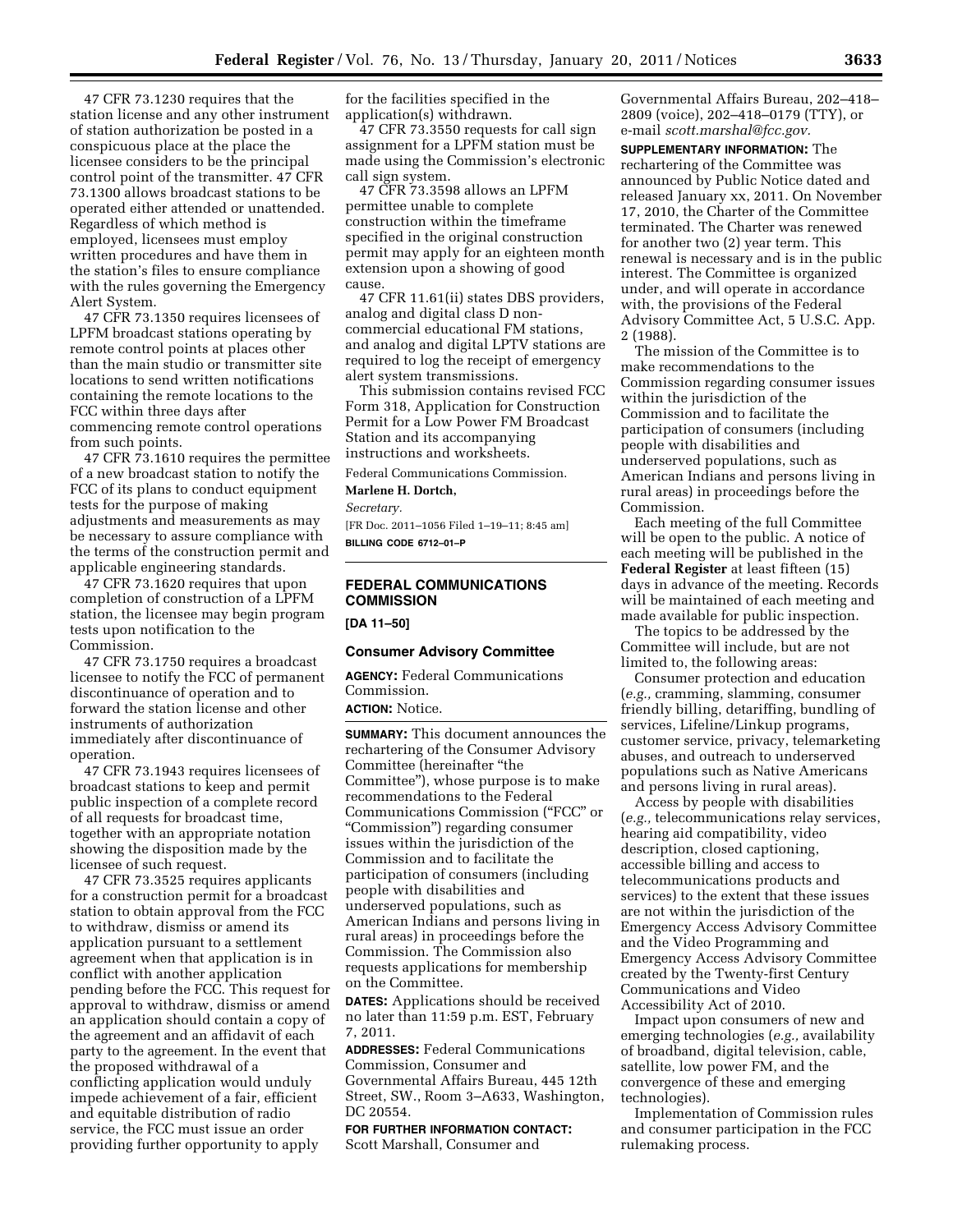47 CFR 73.1230 requires that the station license and any other instrument of station authorization be posted in a conspicuous place at the place the licensee considers to be the principal control point of the transmitter. 47 CFR 73.1300 allows broadcast stations to be operated either attended or unattended. Regardless of which method is employed, licensees must employ written procedures and have them in the station's files to ensure compliance with the rules governing the Emergency Alert System.

47 CFR 73.1350 requires licensees of LPFM broadcast stations operating by remote control points at places other than the main studio or transmitter site locations to send written notifications containing the remote locations to the FCC within three days after commencing remote control operations from such points.

47 CFR 73.1610 requires the permittee of a new broadcast station to notify the FCC of its plans to conduct equipment tests for the purpose of making adjustments and measurements as may be necessary to assure compliance with the terms of the construction permit and applicable engineering standards.

47 CFR 73.1620 requires that upon completion of construction of a LPFM station, the licensee may begin program tests upon notification to the Commission.

47 CFR 73.1750 requires a broadcast licensee to notify the FCC of permanent discontinuance of operation and to forward the station license and other instruments of authorization immediately after discontinuance of operation.

47 CFR 73.1943 requires licensees of broadcast stations to keep and permit public inspection of a complete record of all requests for broadcast time, together with an appropriate notation showing the disposition made by the licensee of such request.

47 CFR 73.3525 requires applicants for a construction permit for a broadcast station to obtain approval from the FCC to withdraw, dismiss or amend its application pursuant to a settlement agreement when that application is in conflict with another application pending before the FCC. This request for approval to withdraw, dismiss or amend an application should contain a copy of the agreement and an affidavit of each party to the agreement. In the event that the proposed withdrawal of a conflicting application would unduly impede achievement of a fair, efficient and equitable distribution of radio service, the FCC must issue an order providing further opportunity to apply for the facilities specified in the application(s) withdrawn.

47 CFR 73.3550 requests for call sign assignment for a LPFM station must be made using the Commission's electronic call sign system.

47 CFR 73.3598 allows an LPFM permittee unable to complete construction within the timeframe specified in the original construction permit may apply for an eighteen month extension upon a showing of good cause.

47 CFR 11.61(ii) states DBS providers, analog and digital class D non-commercial educational FM stations, and analog and digital LPTV stations are required to log the receipt of emergency alert system transmissions.

This submission contains revised FCC Form 318, Application for Construction Permit for a Low Power FM Broadcast Station and its accompanying instructions and worksheets.

Federal Communications Commission.

**Marlene H. Dortch,**

*Secretary.*

[FR Doc. 2011–1056 Filed 1–19–11; 8:45 am]

**BILLING CODE 6712–01–P**

---

## FEDERAL COMMUNICATIONS COMMISSION

**[DA 11–50]**

### Consumer Advisory Committee

**AGENCY:** Federal Communications Commission.

**ACTION:** Notice.

**SUMMARY:** This document announces the rechartering of the Consumer Advisory Committee (hereinafter "the Committee"), whose purpose is to make recommendations to the Federal Communications Commission ("FCC" or "Commission") regarding consumer issues within the jurisdiction of the Commission and to facilitate the participation of consumers (including people with disabilities and underserved populations, such as American Indians and persons living in rural areas) in proceedings before the Commission. The Commission also requests applications for membership on the Committee.

**DATES:** Applications should be received no later than 11:59 p.m. EST, February 7, 2011.

**ADDRESSES:** Federal Communications Commission, Consumer and Governmental Affairs Bureau, 445 12th Street, SW., Room 3–A633, Washington, DC 20554.

**FOR FURTHER INFORMATION CONTACT:** Scott Marshall, Consumer and Governmental Affairs Bureau, 202–418–2809 (voice), 202–418–0179 (TTY), or e-mail *scott.marshal@fcc.gov.*

**SUPPLEMENTARY INFORMATION:** The rechartering of the Committee was announced by Public Notice dated and released January xx, 2011. On November 17, 2010, the Charter of the Committee terminated. The Charter was renewed for another two (2) year term. This renewal is necessary and is in the public interest. The Committee is organized under, and will operate in accordance with, the provisions of the Federal Advisory Committee Act, 5 U.S.C. App. 2 (1988).

The mission of the Committee is to make recommendations to the Commission regarding consumer issues within the jurisdiction of the Commission and to facilitate the participation of consumers (including people with disabilities and underserved populations, such as American Indians and persons living in rural areas) in proceedings before the Commission.

Each meeting of the full Committee will be open to the public. A notice of each meeting will be published in the **Federal Register** at least fifteen (15) days in advance of the meeting. Records will be maintained of each meeting and made available for public inspection.

The topics to be addressed by the Committee will include, but are not limited to, the following areas:

Consumer protection and education (*e.g.,* cramming, slamming, consumer friendly billing, detariffing, bundling of services, Lifeline/Linkup programs, customer service, privacy, telemarketing abuses, and outreach to underserved populations such as Native Americans and persons living in rural areas).

Access by people with disabilities (*e.g.,* telecommunications relay services, hearing aid compatibility, video description, closed captioning, accessible billing and access to telecommunications products and services) to the extent that these issues are not within the jurisdiction of the Emergency Access Advisory Committee and the Video Programming and Emergency Access Advisory Committee created by the Twenty-first Century Communications and Video Accessibility Act of 2010.

Impact upon consumers of new and emerging technologies (*e.g.,* availability of broadband, digital television, cable, satellite, low power FM, and the convergence of these and emerging technologies).

Implementation of Commission rules and consumer participation in the FCC rulemaking process.